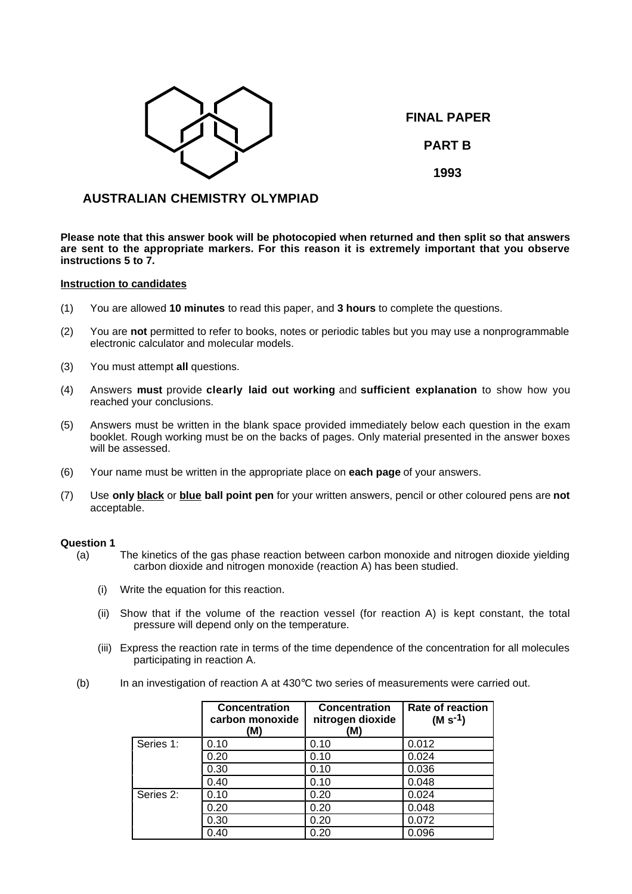**FINAL PAPER**

**PART B**

**1993**

## AUSTRALIAN CHEMISTRY OLYMPIAD

**Please note that this answer book will be photocopied when returned and then split so that answers are sent to the appropriate markers. For this reason it is extremely important that you observe instructions 5 to 7.**

**Instruction to candidates**

(1) You are allowed **10 minutes** to read this paper, and **3 hours** to complete the questions.

(2) You are **not** permitted to refer to books, notes or periodic tables but you may use a nonprogrammable electronic calculator and molecular models.

(3) You must attempt **all** questions.

(4) Answers **must** provide **clearly laid out working** and **sufficient explanation** to show how you reached your conclusions.

(5) Answers must be written in the blank space provided immediately below each question in the exam booklet. Rough working must be on the backs of pages. Only material presented in the answer boxes will be assessed.

(6) Your name must be written in the appropriate place on **each page** of your answers.

(7) Use **only black** or **blue ball point pen** for your written answers, pencil or other coloured pens are **not** acceptable.

**Question 1**

(a) The kinetics of the gas phase reaction between carbon monoxide and nitrogen dioxide yielding carbon dioxide and nitrogen monoxide (reaction A) has been studied.

(i) Write the equation for this reaction.

(ii) Show that if the volume of the reaction vessel (for reaction A) is kept constant, the total pressure will depend only on the temperature.

(iii) Express the reaction rate in terms of the time dependence of the concentration for all molecules participating in reaction A.

(b) In an investigation of reaction A at 430°C two series of measurements were carried out.

| | Concentration carbon monoxide (M) | Concentration nitrogen dioxide (M) | Rate of reaction (M $s^{-1}$) |
|---|---|---|---|
| Series 1: | 0.10 | 0.10 | 0.012 |
| | 0.20 | 0.10 | 0.024 |
| | 0.30 | 0.10 | 0.036 |
| | 0.40 | 0.10 | 0.048 |
| Series 2: | 0.10 | 0.20 | 0.024 |
| | 0.20 | 0.20 | 0.048 |
| | 0.30 | 0.20 | 0.072 |
| | 0.40 | 0.20 | 0.096 |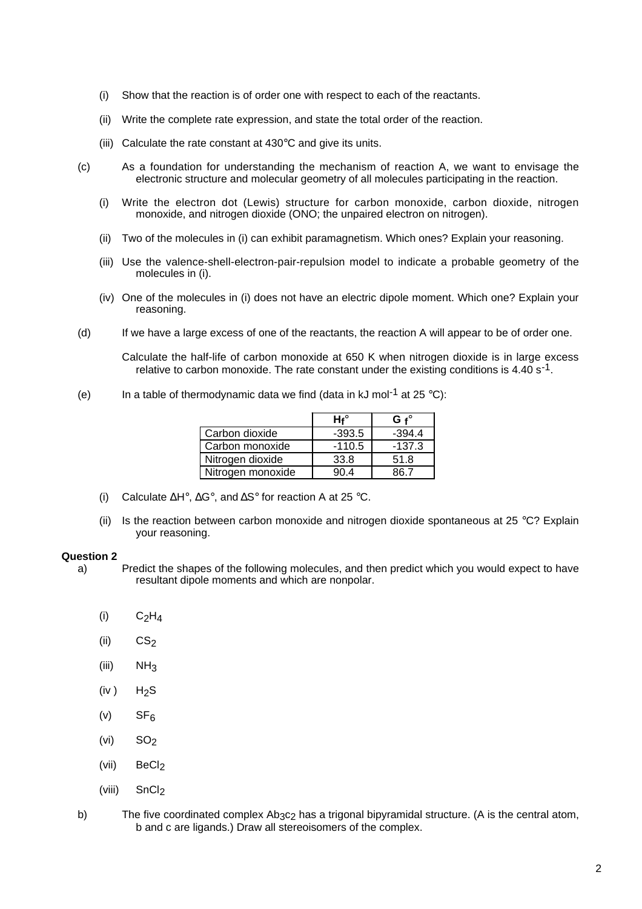(i) Show that the reaction is of order one with respect to each of the reactants.

(ii) Write the complete rate expression, and state the total order of the reaction.

(iii) Calculate the rate constant at 430°C and give its units.

(c) As a foundation for understanding the mechanism of reaction A, we want to envisage the electronic structure and molecular geometry of all molecules participating in the reaction.

(i) Write the electron dot (Lewis) structure for carbon monoxide, carbon dioxide, nitrogen monoxide, and nitrogen dioxide (ONO; the unpaired electron on nitrogen).

(ii) Two of the molecules in (i) can exhibit paramagnetism. Which ones? Explain your reasoning.

(iii) Use the valence-shell-electron-pair-repulsion model to indicate a probable geometry of the molecules in (i).

(iv) One of the molecules in (i) does not have an electric dipole moment. Which one? Explain your reasoning.

(d) If we have a large excess of one of the reactants, the reaction A will appear to be of order one.

Calculate the half-life of carbon monoxide at 650 K when nitrogen dioxide is in large excess relative to carbon monoxide. The rate constant under the existing conditions is 4.40 $s^{-1}$.

(e) In a table of thermodynamic data we find (data in kJ $mol^{-1}$ at 25 °C):

| | $H_f°$ | $G_f°$ |
|---|---|---|
| Carbon dioxide | -393.5 | -394.4 |
| Carbon monoxide | -110.5 | -137.3 |
| Nitrogen dioxide | 33.8 | 51.8 |
| Nitrogen monoxide | 90.4 | 86.7 |

(i) Calculate ΔH°, ΔG°, and ΔS° for reaction A at 25 °C.

(ii) Is the reaction between carbon monoxide and nitrogen dioxide spontaneous at 25 °C? Explain your reasoning.

**Question 2**

a) Predict the shapes of the following molecules, and then predict which you would expect to have resultant dipole moments and which are nonpolar.

(i) $C_2H_4$

(ii) $CS_2$

(iii) $NH_3$

(iv) $H_2S$

(v) $SF_6$

(vi) $SO_2$

(vii) $BeCl_2$

(viii) $SnCl_2$

b) The five coordinated complex $Ab_3c_2$ has a trigonal bipyramidal structure. (A is the central atom, b and c are ligands.) Draw all stereoisomers of the complex.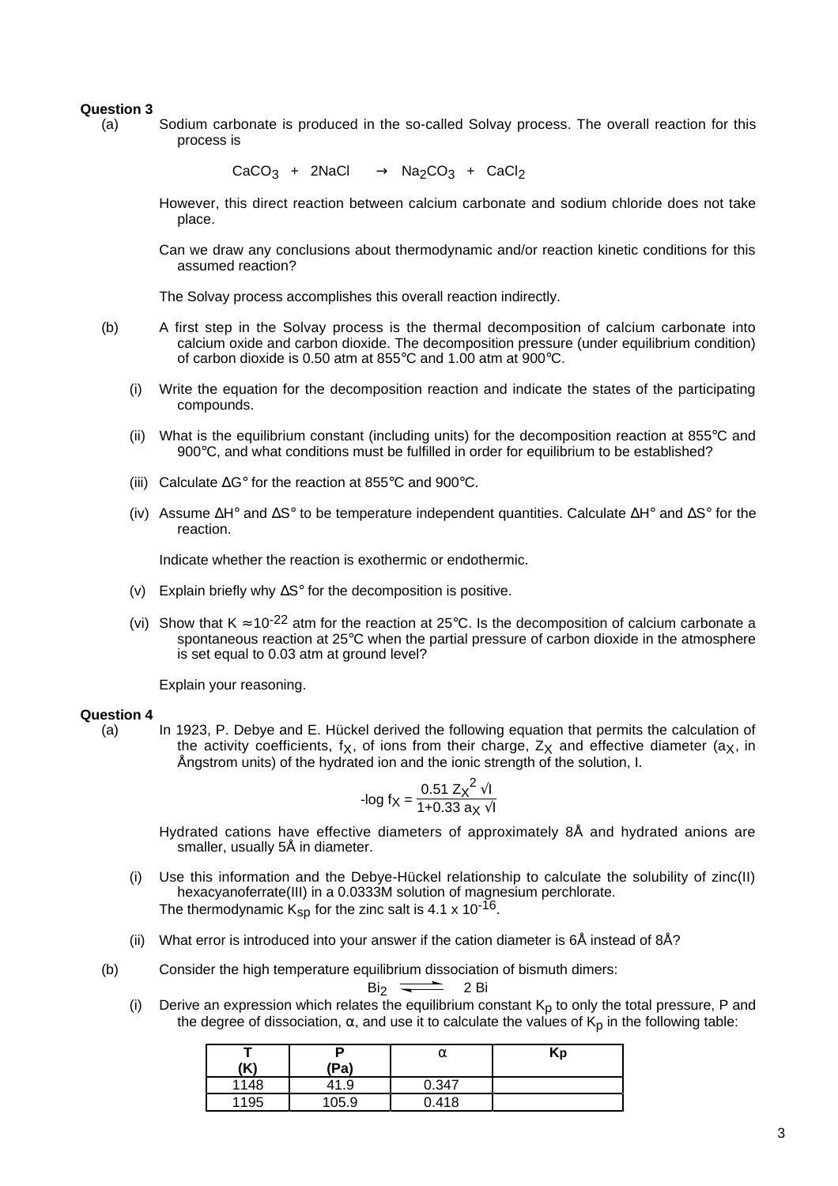**Question 3**

(a) Sodium carbonate is produced in the so-called Solvay process. The overall reaction for this process is

$$CaCO_3 + 2NaCl \rightarrow Na_2CO_3 + CaCl_2$$

However, this direct reaction between calcium carbonate and sodium chloride does not take place.

Can we draw any conclusions about thermodynamic and/or reaction kinetic conditions for this assumed reaction?

The Solvay process accomplishes this overall reaction indirectly.

(b) A first step in the Solvay process is the thermal decomposition of calcium carbonate into calcium oxide and carbon dioxide. The decomposition pressure (under equilibrium condition) of carbon dioxide is 0.50 atm at 855°C and 1.00 atm at 900°C.

(i) Write the equation for the decomposition reaction and indicate the states of the participating compounds.

(ii) What is the equilibrium constant (including units) for the decomposition reaction at 855°C and 900°C, and what conditions must be fulfilled in order for equilibrium to be established?

(iii) Calculate $\Delta G°$ for the reaction at 855°C and 900°C.

(iv) Assume $\Delta H°$ and $\Delta S°$ to be temperature independent quantities. Calculate $\Delta H°$ and $\Delta S°$ for the reaction.

Indicate whether the reaction is exothermic or endothermic.

(v) Explain briefly why $\Delta S°$ for the decomposition is positive.

(vi) Show that $K \approx 10^{-22}$ atm for the reaction at 25°C. Is the decomposition of calcium carbonate a spontaneous reaction at 25°C when the partial pressure of carbon dioxide in the atmosphere is set equal to 0.03 atm at ground level?

Explain your reasoning.

**Question 4**

(a) In 1923, P. Debye and E. Hückel derived the following equation that permits the calculation of the activity coefficients, $f_X$, of ions from their charge, $Z_X$ and effective diameter ($a_X$, in Ångstrom units) of the hydrated ion and the ionic strength of the solution, I.

$$-\log f_X = \frac{0.51\, Z_X^2 \sqrt{I}}{1+0.33\, a_X \sqrt{I}}$$

Hydrated cations have effective diameters of approximately 8Å and hydrated anions are smaller, usually 5Å in diameter.

(i) Use this information and the Debye-Hückel relationship to calculate the solubility of zinc(II) hexacyanoferrate(III) in a 0.0333M solution of magnesium perchlorate.
The thermodynamic $K_{sp}$ for the zinc salt is $4.1 \times 10^{-16}$.

(ii) What error is introduced into your answer if the cation diameter is 6Å instead of 8Å?

(b) Consider the high temperature equilibrium dissociation of bismuth dimers:

$$Bi_2 \rightleftharpoons 2\,Bi$$

(i) Derive an expression which relates the equilibrium constant $K_p$ to only the total pressure, P and the degree of dissociation, $\alpha$, and use it to calculate the values of $K_p$ in the following table:

| T (K) | P (Pa) | $\alpha$ | Kp |
|---|---|---|---|
| 1148 | 41.9 | 0.347 | |
| 1195 | 105.9 | 0.418 | |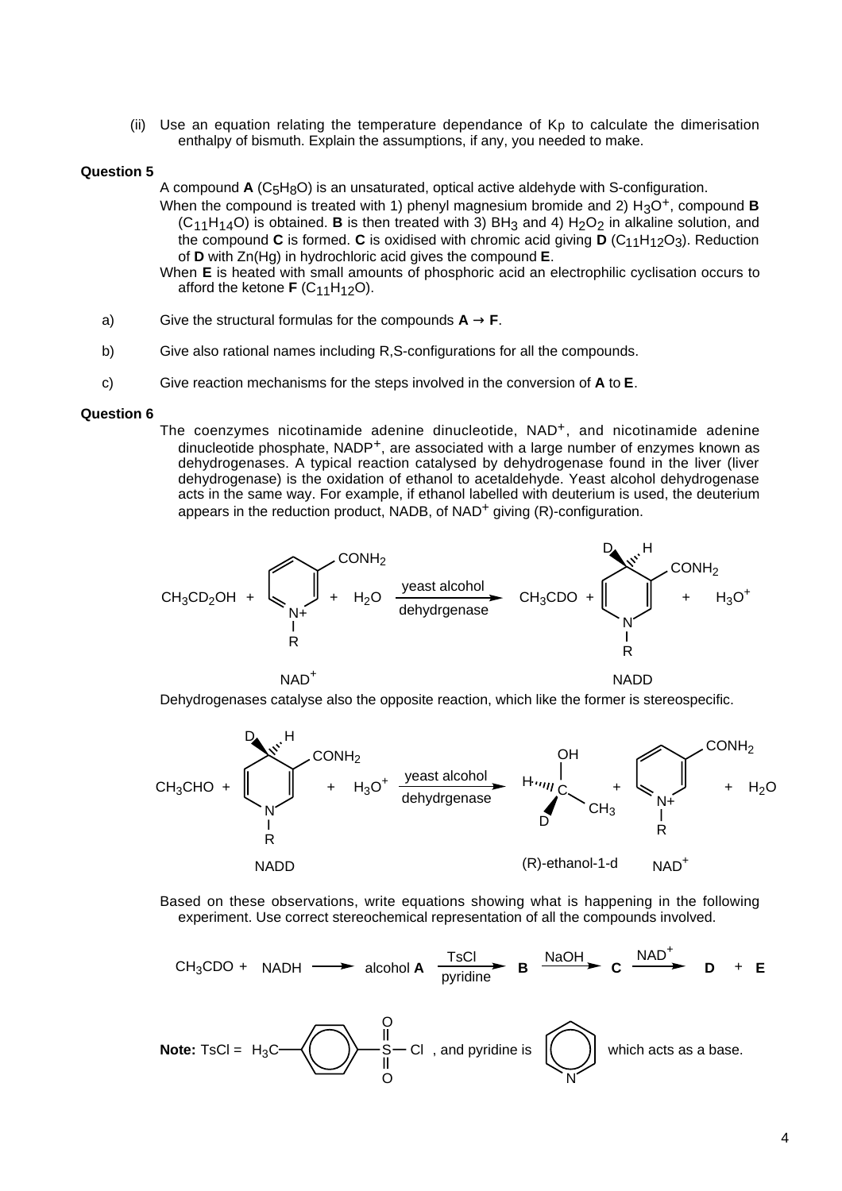(ii) Use an equation relating the temperature dependance of Kp to calculate the dimerisation enthalpy of bismuth. Explain the assumptions, if any, you needed to make.

**Question 5**

A compound **A** ($C_5H_8O$) is an unsaturated, optical active aldehyde with S-configuration.

When the compound is treated with 1) phenyl magnesium bromide and 2) $H_3O^+$, compound **B** ($C_{11}H_{14}O$) is obtained. **B** is then treated with 3) $BH_3$ and 4) $H_2O_2$ in alkaline solution, and the compound **C** is formed. **C** is oxidised with chromic acid giving **D** ($C_{11}H_{12}O_3$). Reduction of **D** with Zn(Hg) in hydrochloric acid gives the compound **E**.

When **E** is heated with small amounts of phosphoric acid an electrophilic cyclisation occurs to afford the ketone **F** ($C_{11}H_{12}O$).

a) Give the structural formulas for the compounds **A** → **F**.

b) Give also rational names including R,S-configurations for all the compounds.

c) Give reaction mechanisms for the steps involved in the conversion of **A** to **E**.

**Question 6**

The coenzymes nicotinamide adenine dinucleotide, $NAD^+$, and nicotinamide adenine dinucleotide phosphate, $NADP^+$, are associated with a large number of enzymes known as dehydrogenases. A typical reaction catalysed by dehydrogenase found in the liver (liver dehydrogenase) is the oxidation of ethanol to acetaldehyde. Yeast alcohol dehydrogenase acts in the same way. For example, if ethanol labelled with deuterium is used, the deuterium appears in the reduction product, NADB, of $NAD^+$ giving (R)-configuration.

$CH_3CD_2OH$ + $NAD^+$ + $H_2O$ —(yeast alcohol dehydrgenase)→ $CH_3CDO$ + NADD + $H_3O^+$

$NAD^+$ NADD

Dehydrogenases catalyse also the opposite reaction, which like the former is stereospecific.

$CH_3CHO$ + NADD + $H_3O^+$ —(yeast alcohol dehydrgenase)→ (R)-ethanol-1-d + $NAD^+$ + $H_2O$

NADD (R)-ethanol-1-d $NAD^+$

Based on these observations, write equations showing what is happening in the following experiment. Use correct stereochemical representation of all the compounds involved.

$CH_3CDO$ + NADH ⟶ alcohol **A** —(TsCl, pyridine)→ **B** —(NaOH)→ **C** —($NAD^+$)→ **D** + **E**

**Note:** TsCl = $H_3C$–$C_6H_4$–$SO_2$–Cl, and pyridine is $C_5H_5N$ which acts as a base.